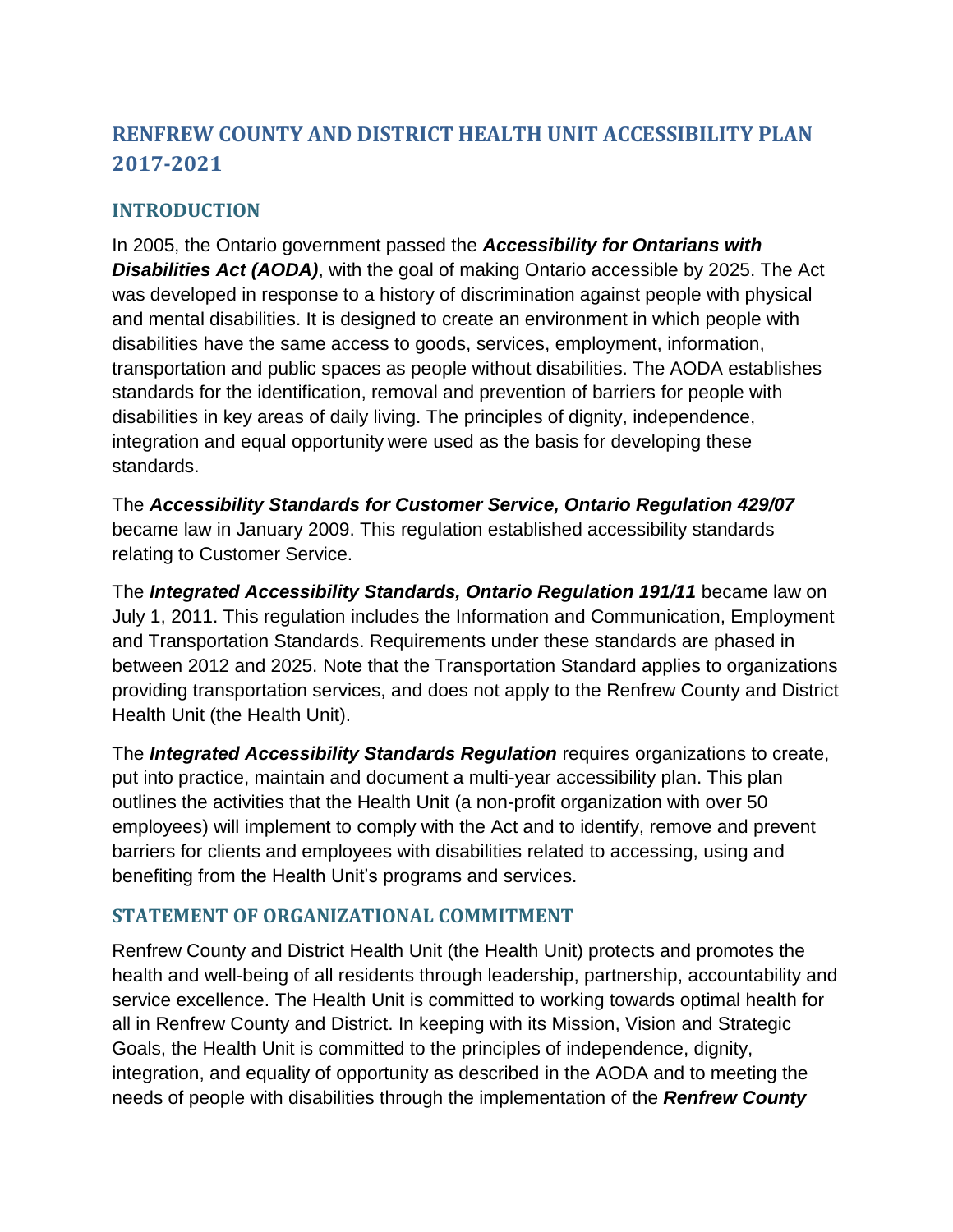# RENFREW COUNTY AND DISTRICT HEALTH UNIT ACCESSIBILITY PLAN 2017-2021

## INTRODUCTION

In 2005, the Ontario government passed the ***Accessibility for Ontarians with Disabilities Act (AODA)***, with the goal of making Ontario accessible by 2025. The Act was developed in response to a history of discrimination against people with physical and mental disabilities. It is designed to create an environment in which people with disabilities have the same access to goods, services, employment, information, transportation and public spaces as people without disabilities. The AODA establishes standards for the identification, removal and prevention of barriers for people with disabilities in key areas of daily living. The principles of dignity, independence, integration and equal opportunity were used as the basis for developing these standards.

The ***Accessibility Standards for Customer Service, Ontario Regulation 429/07*** became law in January 2009. This regulation established accessibility standards relating to Customer Service.

The ***Integrated Accessibility Standards, Ontario Regulation 191/11*** became law on July 1, 2011. This regulation includes the Information and Communication, Employment and Transportation Standards. Requirements under these standards are phased in between 2012 and 2025. Note that the Transportation Standard applies to organizations providing transportation services, and does not apply to the Renfrew County and District Health Unit (the Health Unit).

The ***Integrated Accessibility Standards Regulation*** requires organizations to create, put into practice, maintain and document a multi-year accessibility plan. This plan outlines the activities that the Health Unit (a non-profit organization with over 50 employees) will implement to comply with the Act and to identify, remove and prevent barriers for clients and employees with disabilities related to accessing, using and benefiting from the Health Unit's programs and services.

## STATEMENT OF ORGANIZATIONAL COMMITMENT

Renfrew County and District Health Unit (the Health Unit) protects and promotes the health and well-being of all residents through leadership, partnership, accountability and service excellence. The Health Unit is committed to working towards optimal health for all in Renfrew County and District. In keeping with its Mission, Vision and Strategic Goals, the Health Unit is committed to the principles of independence, dignity, integration, and equality of opportunity as described in the AODA and to meeting the needs of people with disabilities through the implementation of the ***Renfrew County***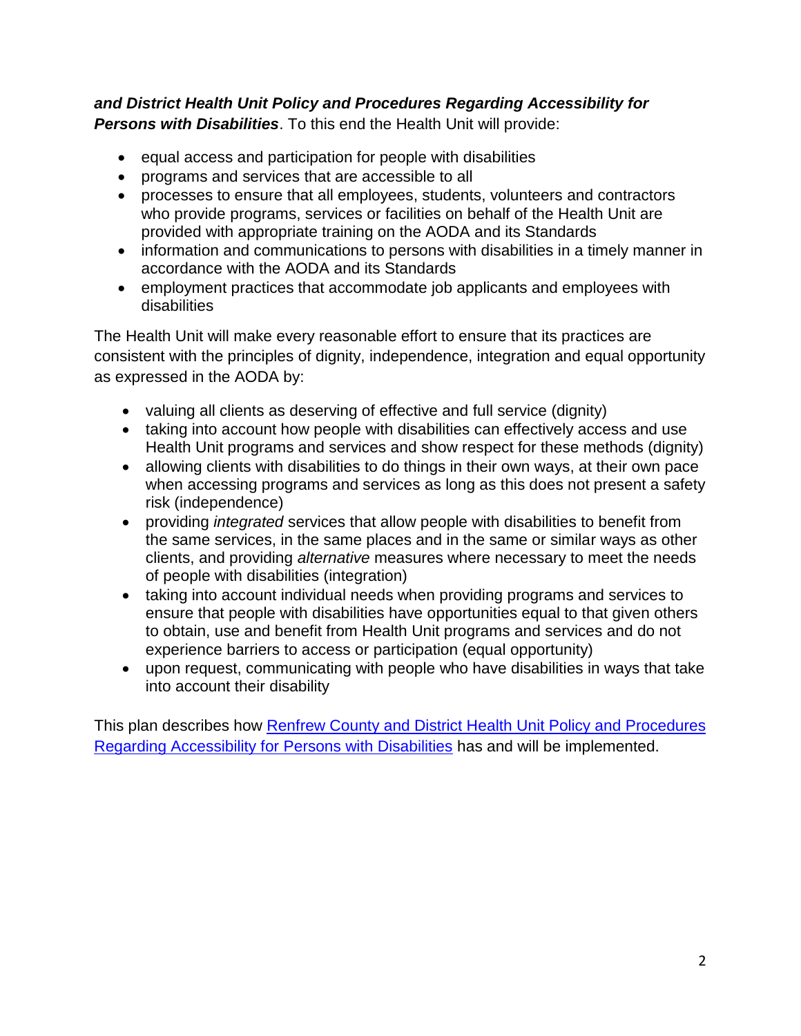***and District Health Unit Policy and Procedures Regarding Accessibility for Persons with Disabilities***. To this end the Health Unit will provide:

- equal access and participation for people with disabilities
- programs and services that are accessible to all
- processes to ensure that all employees, students, volunteers and contractors who provide programs, services or facilities on behalf of the Health Unit are provided with appropriate training on the AODA and its Standards
- information and communications to persons with disabilities in a timely manner in accordance with the AODA and its Standards
- employment practices that accommodate job applicants and employees with disabilities

The Health Unit will make every reasonable effort to ensure that its practices are consistent with the principles of dignity, independence, integration and equal opportunity as expressed in the AODA by:

- valuing all clients as deserving of effective and full service (dignity)
- taking into account how people with disabilities can effectively access and use Health Unit programs and services and show respect for these methods (dignity)
- allowing clients with disabilities to do things in their own ways, at their own pace when accessing programs and services as long as this does not present a safety risk (independence)
- providing *integrated* services that allow people with disabilities to benefit from the same services, in the same places and in the same or similar ways as other clients, and providing *alternative* measures where necessary to meet the needs of people with disabilities (integration)
- taking into account individual needs when providing programs and services to ensure that people with disabilities have opportunities equal to that given others to obtain, use and benefit from Health Unit programs and services and do not experience barriers to access or participation (equal opportunity)
- upon request, communicating with people who have disabilities in ways that take into account their disability

This plan describes how Renfrew County and District Health Unit Policy and Procedures Regarding Accessibility for Persons with Disabilities has and will be implemented.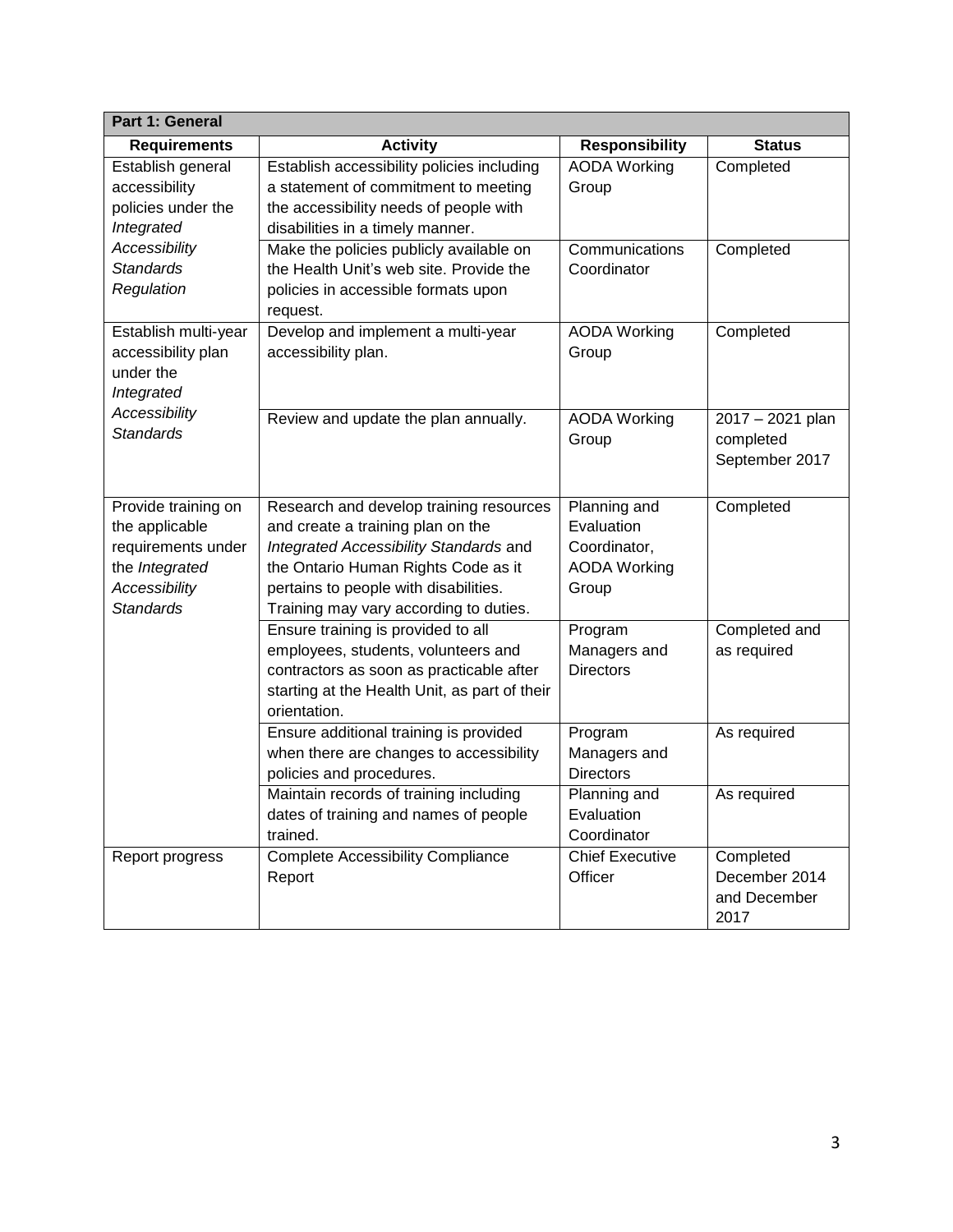| Part 1: General | | | |
|---|---|---|---|
| **Requirements** | **Activity** | **Responsibility** | **Status** |
| Establish general accessibility policies under the *Integrated Accessibility Standards Regulation* | Establish accessibility policies including a statement of commitment to meeting the accessibility needs of people with disabilities in a timely manner. | AODA Working Group | Completed |
| | Make the policies publicly available on the Health Unit's web site. Provide the policies in accessible formats upon request. | Communications Coordinator | Completed |
| Establish multi-year accessibility plan under the *Integrated Accessibility Standards* | Develop and implement a multi-year accessibility plan. | AODA Working Group | Completed |
| | Review and update the plan annually. | AODA Working Group | 2017 – 2021 plan completed September 2017 |
| Provide training on the applicable requirements under the *Integrated Accessibility Standards* | Research and develop training resources and create a training plan on the *Integrated Accessibility Standards* and the Ontario Human Rights Code as it pertains to people with disabilities. Training may vary according to duties. | Planning and Evaluation Coordinator, AODA Working Group | Completed |
| | Ensure training is provided to all employees, students, volunteers and contractors as soon as practicable after starting at the Health Unit, as part of their orientation. | Program Managers and Directors | Completed and as required |
| | Ensure additional training is provided when there are changes to accessibility policies and procedures. | Program Managers and Directors | As required |
| | Maintain records of training including dates of training and names of people trained. | Planning and Evaluation Coordinator | As required |
| Report progress | Complete Accessibility Compliance Report | Chief Executive Officer | Completed December 2014 and December 2017 |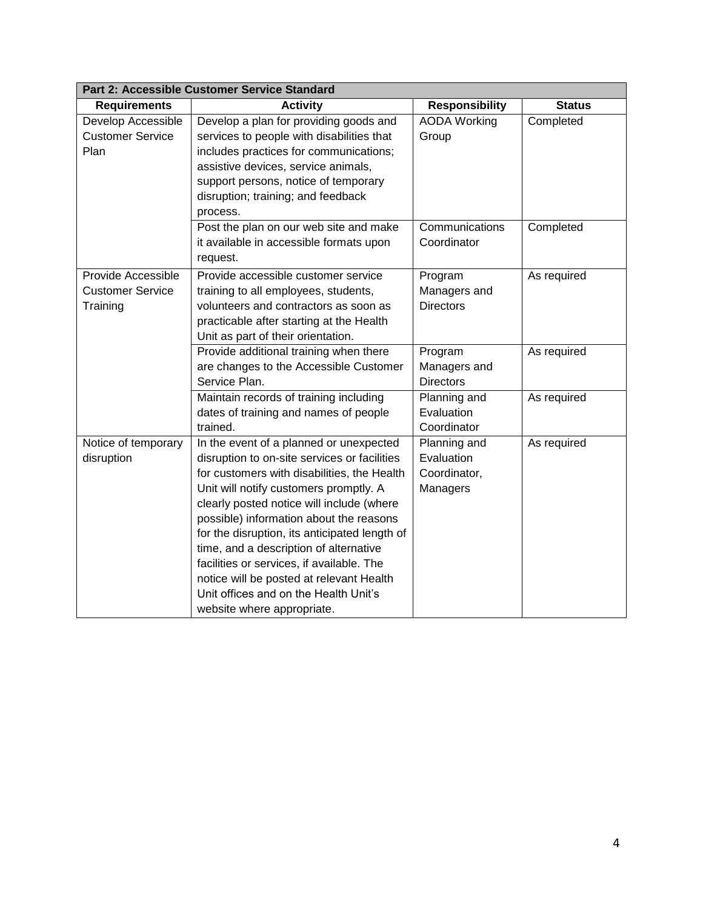| Part 2: Accessible Customer Service Standard | | | |
|---|---|---|---|
| **Requirements** | **Activity** | **Responsibility** | **Status** |
| Develop Accessible Customer Service Plan | Develop a plan for providing goods and services to people with disabilities that includes practices for communications; assistive devices, service animals, support persons, notice of temporary disruption; training; and feedback process. | AODA Working Group | Completed |
| | Post the plan on our web site and make it available in accessible formats upon request. | Communications Coordinator | Completed |
| Provide Accessible Customer Service Training | Provide accessible customer service training to all employees, students, volunteers and contractors as soon as practicable after starting at the Health Unit as part of their orientation. | Program Managers and Directors | As required |
| | Provide additional training when there are changes to the Accessible Customer Service Plan. | Program Managers and Directors | As required |
| | Maintain records of training including dates of training and names of people trained. | Planning and Evaluation Coordinator | As required |
| Notice of temporary disruption | In the event of a planned or unexpected disruption to on-site services or facilities for customers with disabilities, the Health Unit will notify customers promptly. A clearly posted notice will include (where possible) information about the reasons for the disruption, its anticipated length of time, and a description of alternative facilities or services, if available. The notice will be posted at relevant Health Unit offices and on the Health Unit's website where appropriate. | Planning and Evaluation Coordinator, Managers | As required |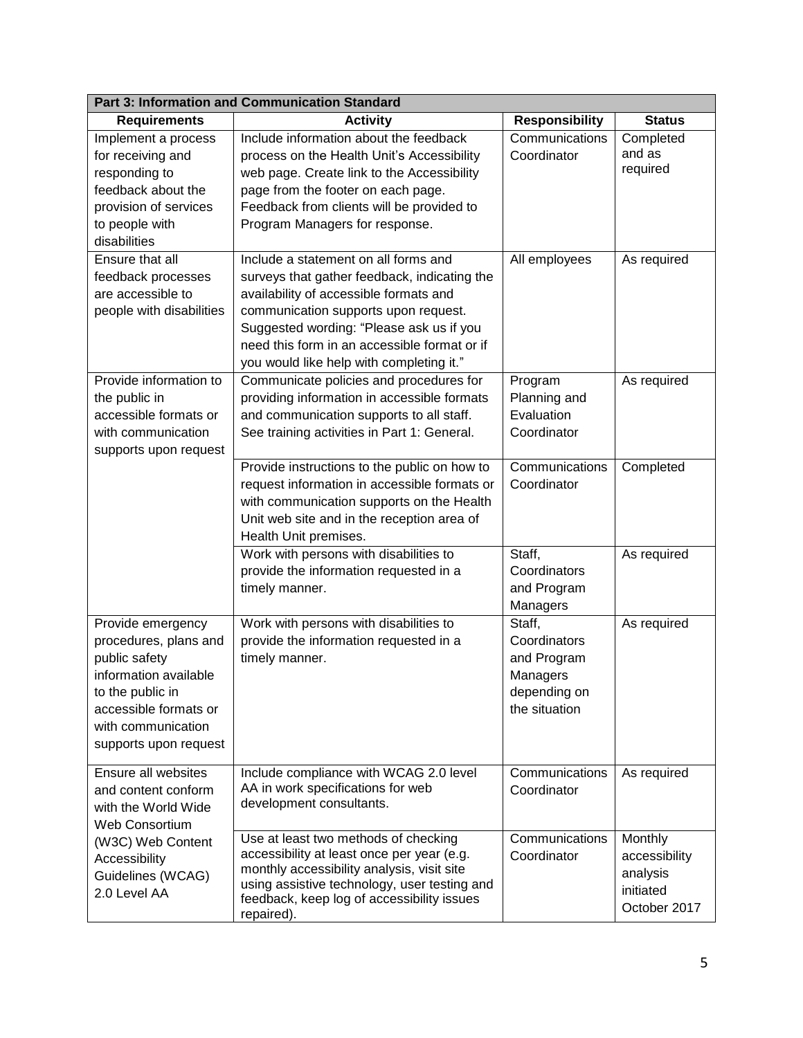| Part 3: Information and Communication Standard | | | |
|---|---|---|---|
| **Requirements** | **Activity** | **Responsibility** | **Status** |
| Implement a process for receiving and responding to feedback about the provision of services to people with disabilities | Include information about the feedback process on the Health Unit's Accessibility web page. Create link to the Accessibility page from the footer on each page. Feedback from clients will be provided to Program Managers for response. | Communications Coordinator | Completed and as required |
| Ensure that all feedback processes are accessible to people with disabilities | Include a statement on all forms and surveys that gather feedback, indicating the availability of accessible formats and communication supports upon request. Suggested wording: "Please ask us if you need this form in an accessible format or if you would like help with completing it." | All employees | As required |
| Provide information to the public in accessible formats or with communication supports upon request | Communicate policies and procedures for providing information in accessible formats and communication supports to all staff. See training activities in Part 1: General. | Program Planning and Evaluation Coordinator | As required |
| | Provide instructions to the public on how to request information in accessible formats or with communication supports on the Health Unit web site and in the reception area of Health Unit premises. | Communications Coordinator | Completed |
| | Work with persons with disabilities to provide the information requested in a timely manner. | Staff, Coordinators and Program Managers | As required |
| Provide emergency procedures, plans and public safety information available to the public in accessible formats or with communication supports upon request | Work with persons with disabilities to provide the information requested in a timely manner. | Staff, Coordinators and Program Managers depending on the situation | As required |
| Ensure all websites and content conform with the World Wide Web Consortium (W3C) Web Content Accessibility Guidelines (WCAG) 2.0 Level AA | Include compliance with WCAG 2.0 level AA in work specifications for web development consultants. | Communications Coordinator | As required |
| | Use at least two methods of checking accessibility at least once per year (e.g. monthly accessibility analysis, visit site using assistive technology, user testing and feedback, keep log of accessibility issues repaired). | Communications Coordinator | Monthly accessibility analysis initiated October 2017 |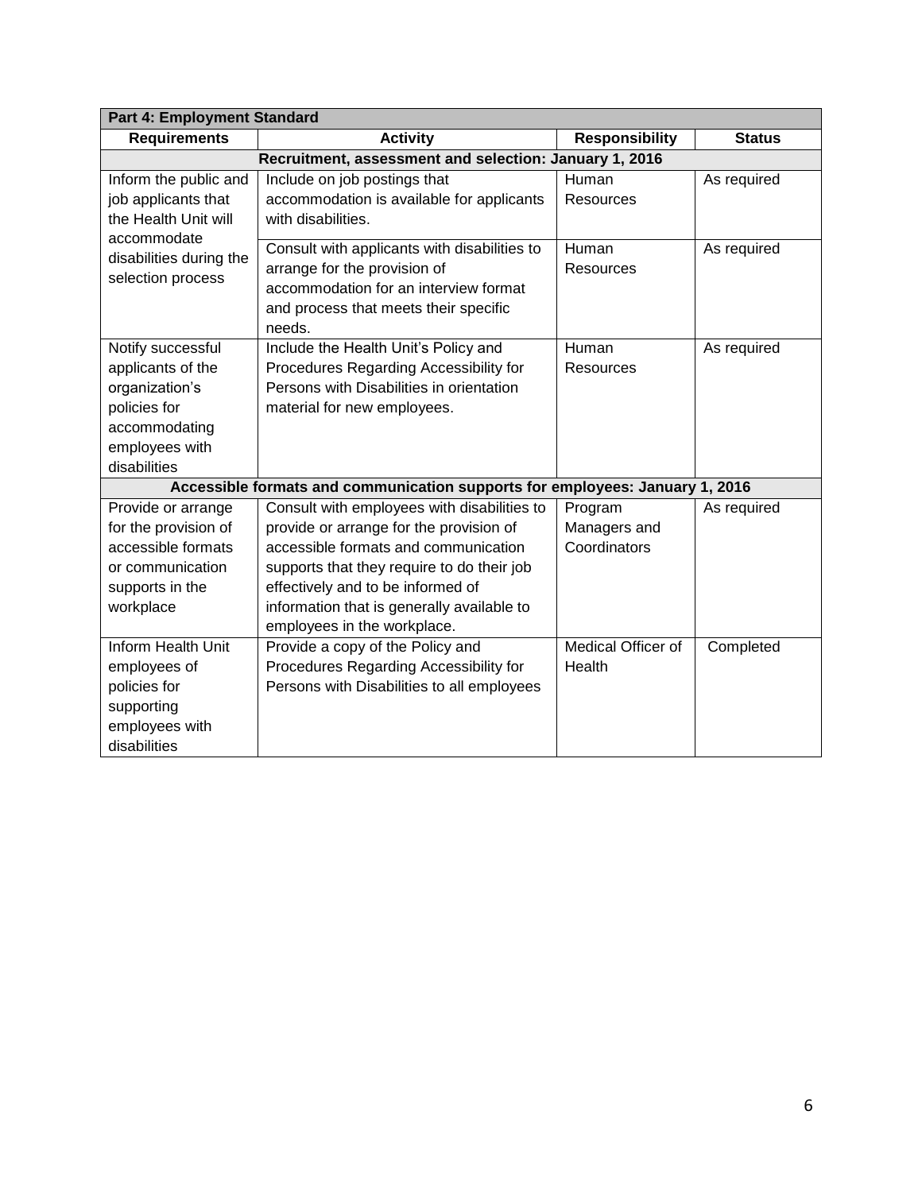| Part 4: Employment Standard | | | |
|---|---|---|---|
| **Requirements** | **Activity** | **Responsibility** | **Status** |
| **Recruitment, assessment and selection: January 1, 2016** | | | |
| Inform the public and job applicants that the Health Unit will accommodate disabilities during the selection process | Include on job postings that accommodation is available for applicants with disabilities. | Human Resources | As required |
| | Consult with applicants with disabilities to arrange for the provision of accommodation for an interview format and process that meets their specific needs. | Human Resources | As required |
| Notify successful applicants of the organization's policies for accommodating employees with disabilities | Include the Health Unit's Policy and Procedures Regarding Accessibility for Persons with Disabilities in orientation material for new employees. | Human Resources | As required |
| **Accessible formats and communication supports for employees: January 1, 2016** | | | |
| Provide or arrange for the provision of accessible formats or communication supports in the workplace | Consult with employees with disabilities to provide or arrange for the provision of accessible formats and communication supports that they require to do their job effectively and to be informed of information that is generally available to employees in the workplace. | Program Managers and Coordinators | As required |
| Inform Health Unit employees of policies for supporting employees with disabilities | Provide a copy of the Policy and Procedures Regarding Accessibility for Persons with Disabilities to all employees | Medical Officer of Health | Completed |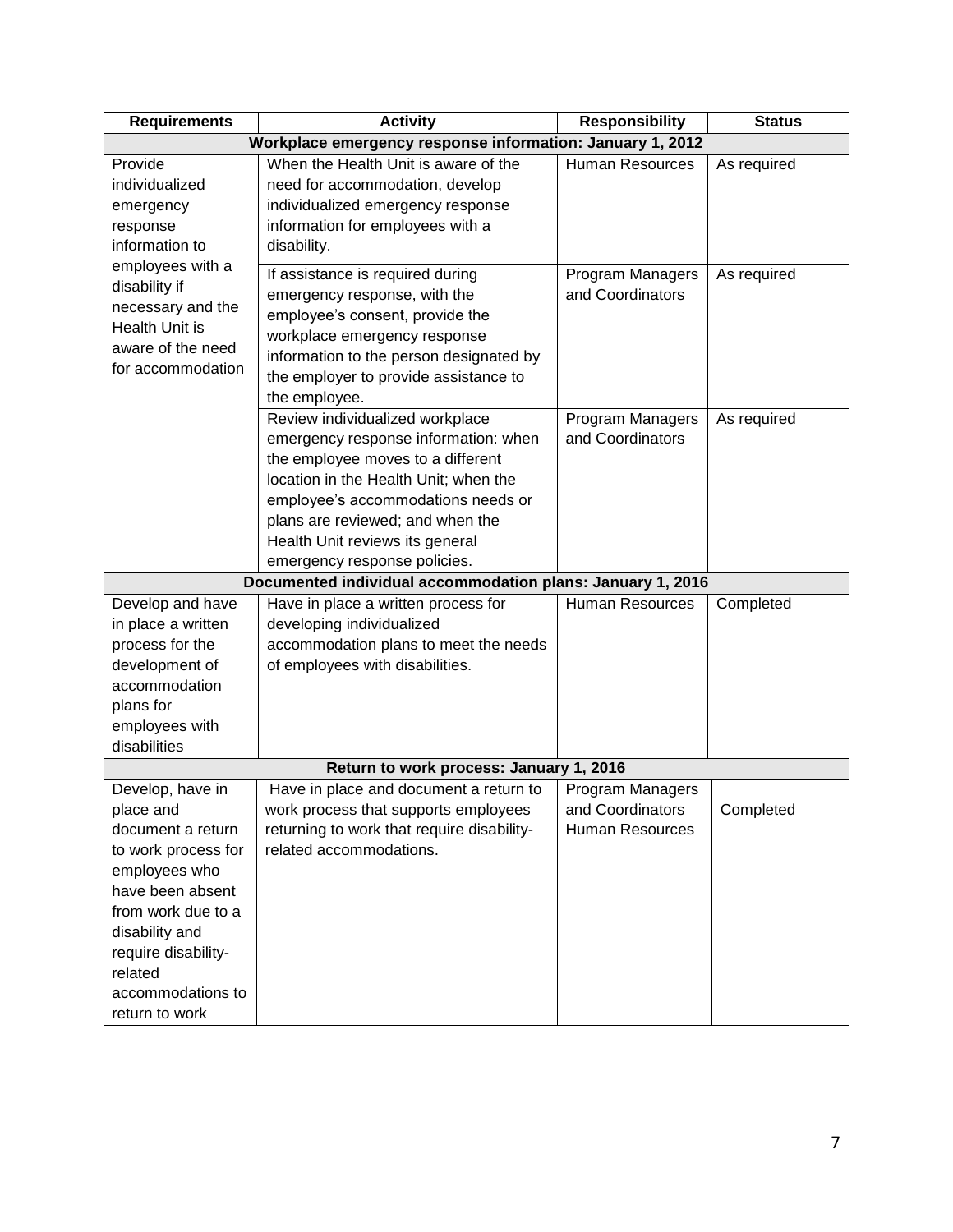| Requirements | Activity | Responsibility | Status |
|---|---|---|---|
| **Workplace emergency response information: January 1, 2012** | | | |
| Provide individualized emergency response information to employees with a disability if necessary and the Health Unit is aware of the need for accommodation | When the Health Unit is aware of the need for accommodation, develop individualized emergency response information for employees with a disability. | Human Resources | As required |
| | If assistance is required during emergency response, with the employee's consent, provide the workplace emergency response information to the person designated by the employer to provide assistance to the employee. | Program Managers and Coordinators | As required |
| | Review individualized workplace emergency response information: when the employee moves to a different location in the Health Unit; when the employee's accommodations needs or plans are reviewed; and when the Health Unit reviews its general emergency response policies. | Program Managers and Coordinators | As required |
| **Documented individual accommodation plans: January 1, 2016** | | | |
| Develop and have in place a written process for the development of accommodation plans for employees with disabilities | Have in place a written process for developing individualized accommodation plans to meet the needs of employees with disabilities. | Human Resources | Completed |
| **Return to work process: January 1, 2016** | | | |
| Develop, have in place and document a return to work process for employees who have been absent from work due to a disability and require disability-related accommodations to return to work | Have in place and document a return to work process that supports employees returning to work that require disability-related accommodations. | Program Managers and Coordinators Human Resources | Completed |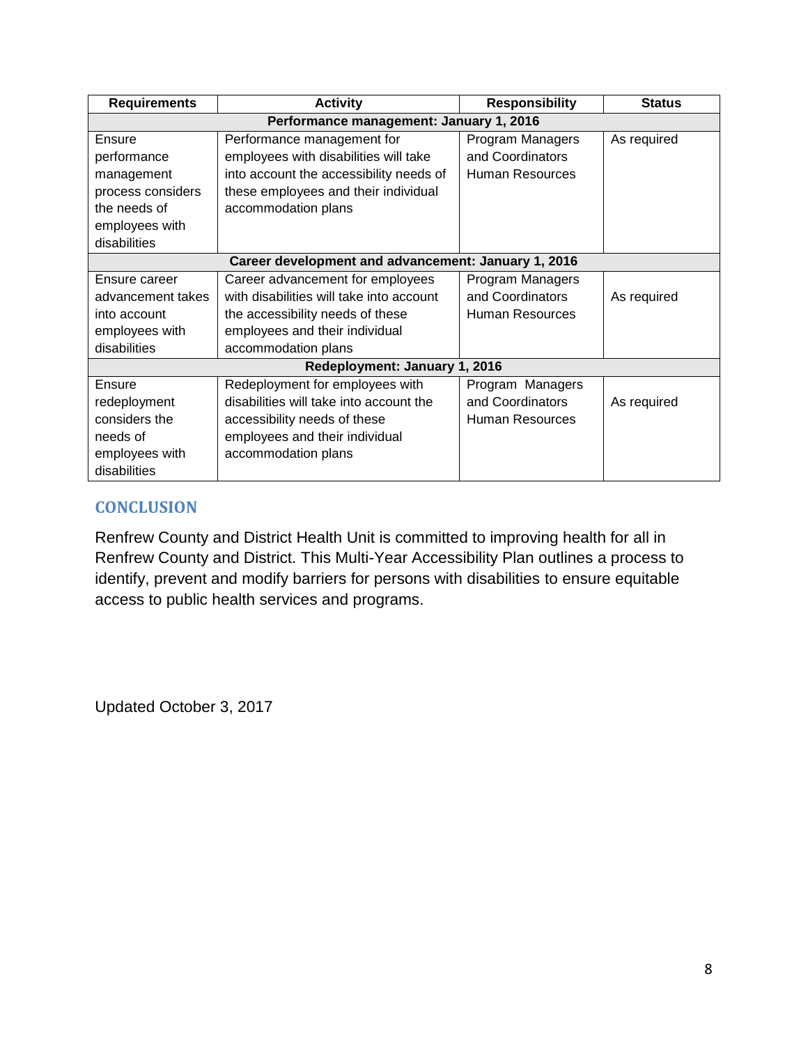| Requirements | Activity | Responsibility | Status |
|---|---|---|---|
| **Performance management: January 1, 2016** | | | |
| Ensure performance management process considers the needs of employees with disabilities | Performance management for employees with disabilities will take into account the accessibility needs of these employees and their individual accommodation plans | Program Managers and Coordinators Human Resources | As required |
| **Career development and advancement: January 1, 2016** | | | |
| Ensure career advancement takes into account employees with disabilities | Career advancement for employees with disabilities will take into account the accessibility needs of these employees and their individual accommodation plans | Program Managers and Coordinators Human Resources | As required |
| **Redeployment: January 1, 2016** | | | |
| Ensure redeployment considers the needs of employees with disabilities | Redeployment for employees with disabilities will take into account the accessibility needs of these employees and their individual accommodation plans | Program Managers and Coordinators Human Resources | As required |

## CONCLUSION

Renfrew County and District Health Unit is committed to improving health for all in Renfrew County and District. This Multi-Year Accessibility Plan outlines a process to identify, prevent and modify barriers for persons with disabilities to ensure equitable access to public health services and programs.

Updated October 3, 2017